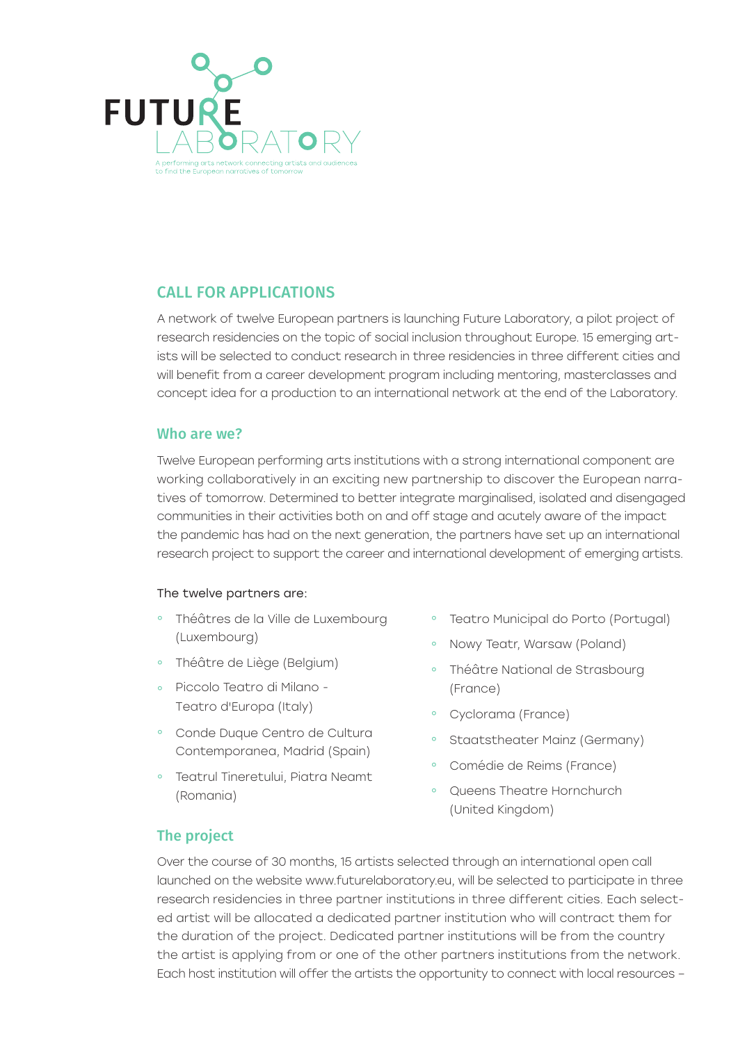FUTURE LABORATORY

A performing arts network connecting artists and audiences to find the European narratives of tomorrow

## CALL FOR APPLICATIONS

A network of twelve European partners is launching Future Laboratory, a pilot project of research residencies on the topic of social inclusion throughout Europe. 15 emerging artists will be selected to conduct research in three residencies in three different cities and will benefit from a career development program including mentoring, masterclasses and concept idea for a production to an international network at the end of the Laboratory.

### Who are we?

Twelve European performing arts institutions with a strong international component are working collaboratively in an exciting new partnership to discover the European narratives of tomorrow. Determined to better integrate marginalised, isolated and disengaged communities in their activities both on and off stage and acutely aware of the impact the pandemic has had on the next generation, the partners have set up an international research project to support the career and international development of emerging artists.

The twelve partners are:

- Théâtres de la Ville de Luxembourg (Luxembourg)
- Théâtre de Liège (Belgium)
- Piccolo Teatro di Milano - Teatro d'Europa (Italy)
- Conde Duque Centro de Cultura Contemporanea, Madrid (Spain)
- Teatrul Tineretului, Piatra Neamt (Romania)
- Teatro Municipal do Porto (Portugal)
- Nowy Teatr, Warsaw (Poland)
- Théâtre National de Strasbourg (France)
- Cyclorama (France)
- Staatstheater Mainz (Germany)
- Comédie de Reims (France)
- Queens Theatre Hornchurch (United Kingdom)

### The project

Over the course of 30 months, 15 artists selected through an international open call launched on the website www.futurelaboratory.eu, will be selected to participate in three research residencies in three partner institutions in three different cities. Each selected artist will be allocated a dedicated partner institution who will contract them for the duration of the project. Dedicated partner institutions will be from the country the artist is applying from or one of the other partners institutions from the network. Each host institution will offer the artists the opportunity to connect with local resources –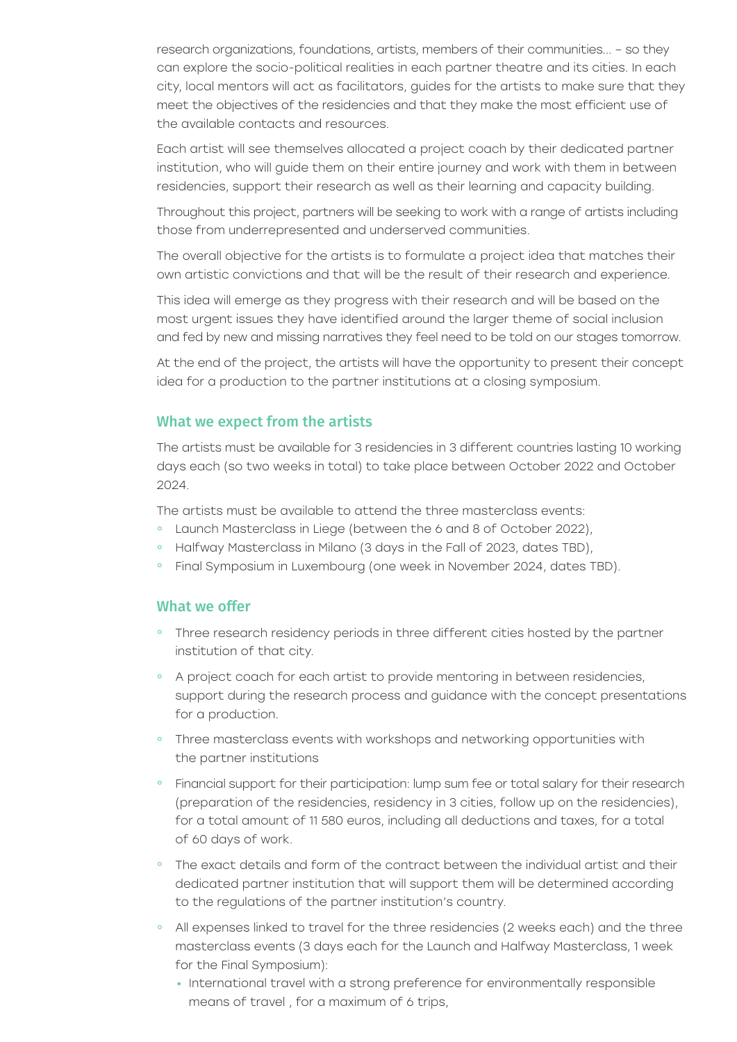research organizations, foundations, artists, members of their communities… – so they can explore the socio-political realities in each partner theatre and its cities. In each city, local mentors will act as facilitators, guides for the artists to make sure that they meet the objectives of the residencies and that they make the most efficient use of the available contacts and resources.

Each artist will see themselves allocated a project coach by their dedicated partner institution, who will guide them on their entire journey and work with them in between residencies, support their research as well as their learning and capacity building.

Throughout this project, partners will be seeking to work with a range of artists including those from underrepresented and underserved communities.

The overall objective for the artists is to formulate a project idea that matches their own artistic convictions and that will be the result of their research and experience.

This idea will emerge as they progress with their research and will be based on the most urgent issues they have identified around the larger theme of social inclusion and fed by new and missing narratives they feel need to be told on our stages tomorrow.

At the end of the project, the artists will have the opportunity to present their concept idea for a production to the partner institutions at a closing symposium.

## What we expect from the artists

The artists must be available for 3 residencies in 3 different countries lasting 10 working days each (so two weeks in total) to take place between October 2022 and October 2024.

The artists must be available to attend the three masterclass events:

- Launch Masterclass in Liege (between the 6 and 8 of October 2022),
- Halfway Masterclass in Milano (3 days in the Fall of 2023, dates TBD),
- Final Symposium in Luxembourg (one week in November 2024, dates TBD).

## What we offer

- Three research residency periods in three different cities hosted by the partner institution of that city.
- A project coach for each artist to provide mentoring in between residencies, support during the research process and guidance with the concept presentations for a production.
- Three masterclass events with workshops and networking opportunities with the partner institutions
- Financial support for their participation: lump sum fee or total salary for their research (preparation of the residencies, residency in 3 cities, follow up on the residencies), for a total amount of 11 580 euros, including all deductions and taxes, for a total of 60 days of work.
- The exact details and form of the contract between the individual artist and their dedicated partner institution that will support them will be determined according to the regulations of the partner institution's country.
- All expenses linked to travel for the three residencies (2 weeks each) and the three masterclass events (3 days each for the Launch and Halfway Masterclass, 1 week for the Final Symposium):
  - International travel with a strong preference for environmentally responsible means of travel , for a maximum of 6 trips,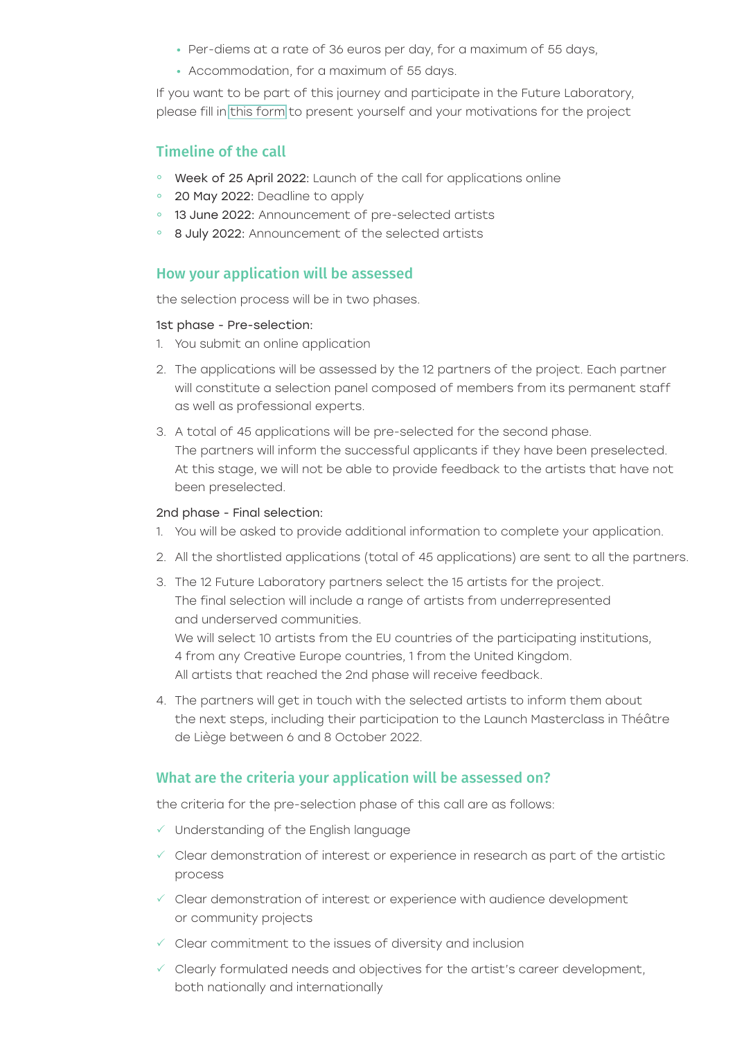- Per-diems at a rate of 36 euros per day, for a maximum of 55 days,
- Accommodation, for a maximum of 55 days.

If you want to be part of this journey and participate in the Future Laboratory, please fill in this form to present yourself and your motivations for the project

## Timeline of the call

- Week of 25 April 2022: Launch of the call for applications online
- 20 May 2022: Deadline to apply
- 13 June 2022: Announcement of pre-selected artists
- 8 July 2022: Announcement of the selected artists

## How your application will be assessed

the selection process will be in two phases.

1st phase - Pre-selection:

1. You submit an online application
2. The applications will be assessed by the 12 partners of the project. Each partner will constitute a selection panel composed of members from its permanent staff as well as professional experts.
3. A total of 45 applications will be pre-selected for the second phase.
   The partners will inform the successful applicants if they have been preselected.
   At this stage, we will not be able to provide feedback to the artists that have not been preselected.

2nd phase - Final selection:

1. You will be asked to provide additional information to complete your application.
2. All the shortlisted applications (total of 45 applications) are sent to all the partners.
3. The 12 Future Laboratory partners select the 15 artists for the project.
   The final selection will include a range of artists from underrepresented and underserved communities.
   We will select 10 artists from the EU countries of the participating institutions, 4 from any Creative Europe countries, 1 from the United Kingdom.
   All artists that reached the 2nd phase will receive feedback.
4. The partners will get in touch with the selected artists to inform them about the next steps, including their participation to the Launch Masterclass in Théâtre de Liège between 6 and 8 October 2022.

## What are the criteria your application will be assessed on?

the criteria for the pre-selection phase of this call are as follows:

- ✓ Understanding of the English language
- ✓ Clear demonstration of interest or experience in research as part of the artistic process
- ✓ Clear demonstration of interest or experience with audience development or community projects
- ✓ Clear commitment to the issues of diversity and inclusion
- ✓ Clearly formulated needs and objectives for the artist's career development, both nationally and internationally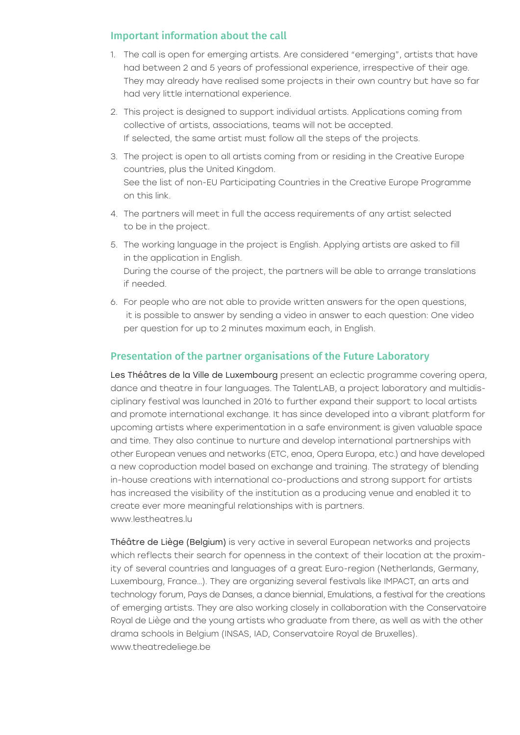## Important information about the call

1. The call is open for emerging artists. Are considered "emerging", artists that have had between 2 and 5 years of professional experience, irrespective of their age. They may already have realised some projects in their own country but have so far had very little international experience.
2. This project is designed to support individual artists. Applications coming from collective of artists, associations, teams will not be accepted.
   If selected, the same artist must follow all the steps of the projects.
3. The project is open to all artists coming from or residing in the Creative Europe countries, plus the United Kingdom.
   See the list of non-EU Participating Countries in the Creative Europe Programme on this link.
4. The partners will meet in full the access requirements of any artist selected to be in the project.
5. The working language in the project is English. Applying artists are asked to fill in the application in English.
   During the course of the project, the partners will be able to arrange translations if needed.
6. For people who are not able to provide written answers for the open questions, it is possible to answer by sending a video in answer to each question: One video per question for up to 2 minutes maximum each, in English.

## Presentation of the partner organisations of the Future Laboratory

Les Théâtres de la Ville de Luxembourg present an eclectic programme covering opera, dance and theatre in four languages. The TalentLAB, a project laboratory and multidisciplinary festival was launched in 2016 to further expand their support to local artists and promote international exchange. It has since developed into a vibrant platform for upcoming artists where experimentation in a safe environment is given valuable space and time. They also continue to nurture and develop international partnerships with other European venues and networks (ETC, enoa, Opera Europa, etc.) and have developed a new coproduction model based on exchange and training. The strategy of blending in-house creations with international co-productions and strong support for artists has increased the visibility of the institution as a producing venue and enabled it to create ever more meaningful relationships with is partners.
www.lestheatres.lu

Théâtre de Liège (Belgium) is very active in several European networks and projects which reflects their search for openness in the context of their location at the proximity of several countries and languages of a great Euro-region (Netherlands, Germany, Luxembourg, France…). They are organizing several festivals like IMPACT, an arts and technology forum, Pays de Danses, a dance biennial, Emulations, a festival for the creations of emerging artists. They are also working closely in collaboration with the Conservatoire Royal de Liège and the young artists who graduate from there, as well as with the other drama schools in Belgium (INSAS, IAD, Conservatoire Royal de Bruxelles).
www.theatredeliege.be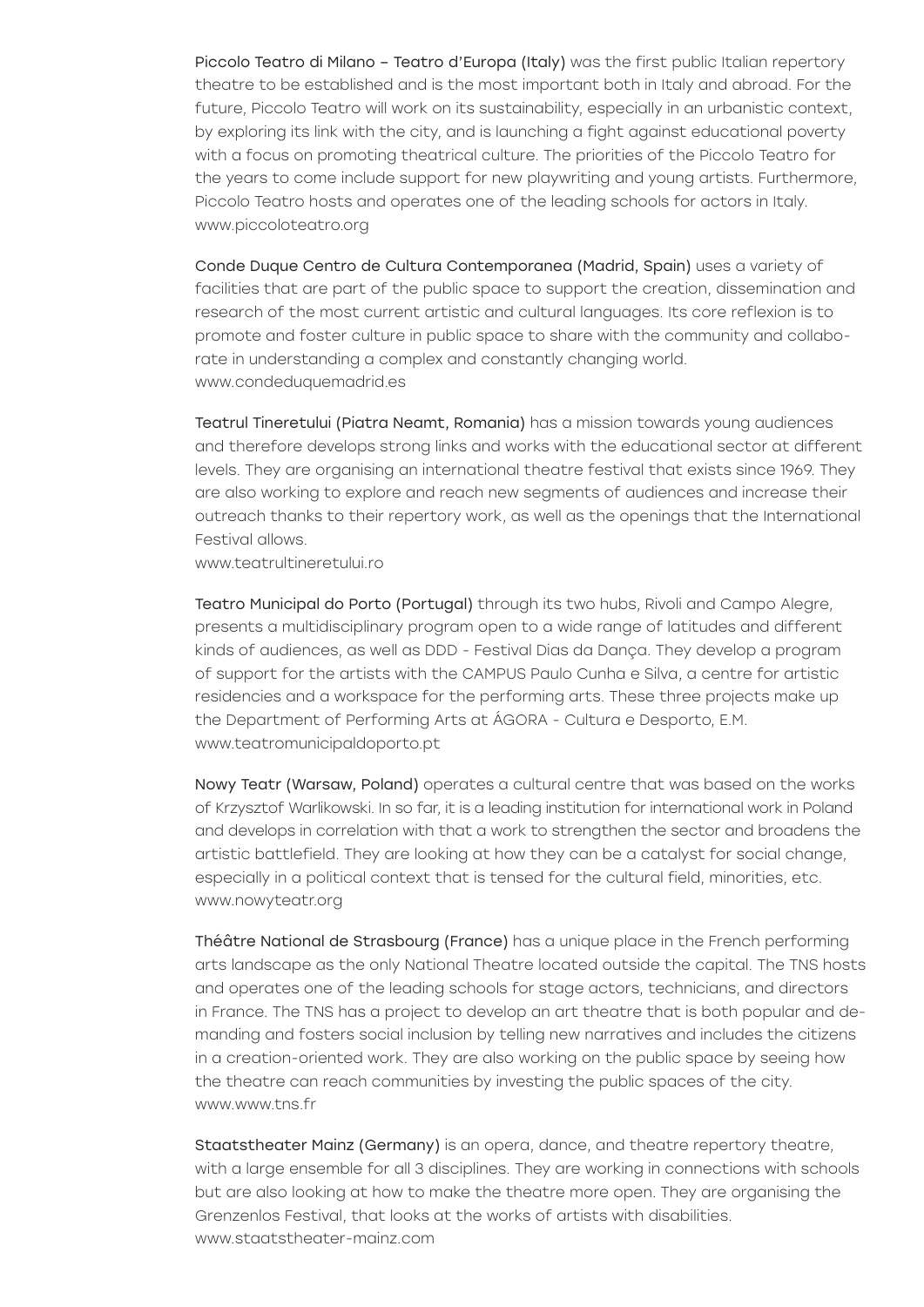Piccolo Teatro di Milano – Teatro d'Europa (Italy) was the first public Italian repertory theatre to be established and is the most important both in Italy and abroad. For the future, Piccolo Teatro will work on its sustainability, especially in an urbanistic context, by exploring its link with the city, and is launching a fight against educational poverty with a focus on promoting theatrical culture. The priorities of the Piccolo Teatro for the years to come include support for new playwriting and young artists. Furthermore, Piccolo Teatro hosts and operates one of the leading schools for actors in Italy.
www.piccoloteatro.org

Conde Duque Centro de Cultura Contemporanea (Madrid, Spain) uses a variety of facilities that are part of the public space to support the creation, dissemination and research of the most current artistic and cultural languages. Its core reflexion is to promote and foster culture in public space to share with the community and collaborate in understanding a complex and constantly changing world.
www.condeduquemadrid.es

Teatrul Tineretului (Piatra Neamt, Romania) has a mission towards young audiences and therefore develops strong links and works with the educational sector at different levels. They are organising an international theatre festival that exists since 1969. They are also working to explore and reach new segments of audiences and increase their outreach thanks to their repertory work, as well as the openings that the International Festival allows.
www.teatrultineretului.ro

Teatro Municipal do Porto (Portugal) through its two hubs, Rivoli and Campo Alegre, presents a multidisciplinary program open to a wide range of latitudes and different kinds of audiences, as well as DDD - Festival Dias da Dança. They develop a program of support for the artists with the CAMPUS Paulo Cunha e Silva, a centre for artistic residencies and a workspace for the performing arts. These three projects make up the Department of Performing Arts at ÁGORA - Cultura e Desporto, E.M.
www.teatromunicipaldoporto.pt

Nowy Teatr (Warsaw, Poland) operates a cultural centre that was based on the works of Krzysztof Warlikowski. In so far, it is a leading institution for international work in Poland and develops in correlation with that a work to strengthen the sector and broadens the artistic battlefield. They are looking at how they can be a catalyst for social change, especially in a political context that is tensed for the cultural field, minorities, etc.
www.nowyteatr.org

Théâtre National de Strasbourg (France) has a unique place in the French performing arts landscape as the only National Theatre located outside the capital. The TNS hosts and operates one of the leading schools for stage actors, technicians, and directors in France. The TNS has a project to develop an art theatre that is both popular and demanding and fosters social inclusion by telling new narratives and includes the citizens in a creation-oriented work. They are also working on the public space by seeing how the theatre can reach communities by investing the public spaces of the city.
www.www.tns.fr

Staatstheater Mainz (Germany) is an opera, dance, and theatre repertory theatre, with a large ensemble for all 3 disciplines. They are working in connections with schools but are also looking at how to make the theatre more open. They are organising the Grenzenlos Festival, that looks at the works of artists with disabilities.
www.staatstheater-mainz.com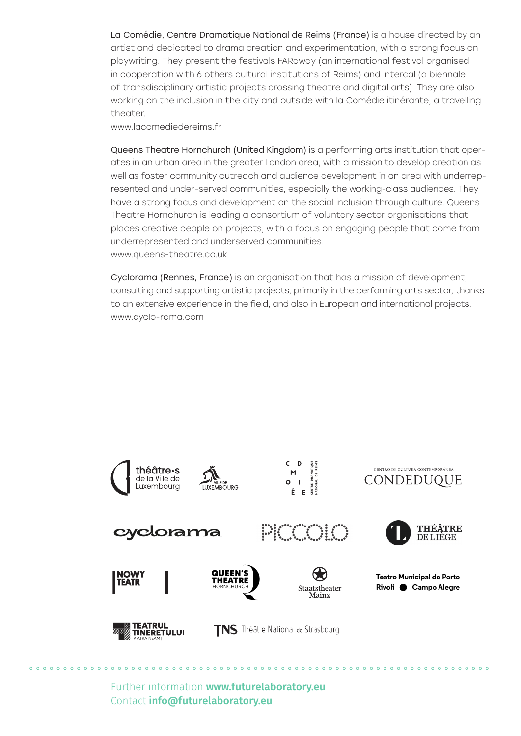La Comédie, Centre Dramatique National de Reims (France) is a house directed by an artist and dedicated to drama creation and experimentation, with a strong focus on playwriting. They present the festivals FARaway (an international festival organised in cooperation with 6 others cultural institutions of Reims) and Intercal (a biennale of transdisciplinary artistic projects crossing theatre and digital arts). They are also working on the inclusion in the city and outside with la Comédie itinérante, a travelling theater.
www.lacomediedereims.fr

Queens Theatre Hornchurch (United Kingdom) is a performing arts institution that operates in an urban area in the greater London area, with a mission to develop creation as well as foster community outreach and audience development in an area with underrepresented and under-served communities, especially the working-class audiences. They have a strong focus and development on the social inclusion through culture. Queens Theatre Hornchurch is leading a consortium of voluntary sector organisations that places creative people on projects, with a focus on engaging people that come from underrepresented and underserved communities.
www.queens-theatre.co.uk

Cyclorama (Rennes, France) is an organisation that has a mission of development, consulting and supporting artistic projects, primarily in the performing arts sector, thanks to an extensive experience in the field, and also in European and international projects.
www.cyclo-rama.com

théâtre·s de la Ville de Luxembourg

Ville de Luxembourg

Comédie – Centre Dramatique National de Reims

Centro de Cultura Contemporánea Condeduque

cyclorama

Piccolo

Théâtre de Liège

Nowy Teatr

Queen's Theatre Hornchurch

Staatstheater Mainz

Teatro Municipal do Porto Rivoli ● Campo Alegre

Teatrul Tineretului Piatra Neamț

TNS Théâtre National de Strasbourg

Further information **www.futurelaboratory.eu**
Contact **info@futurelaboratory.eu**